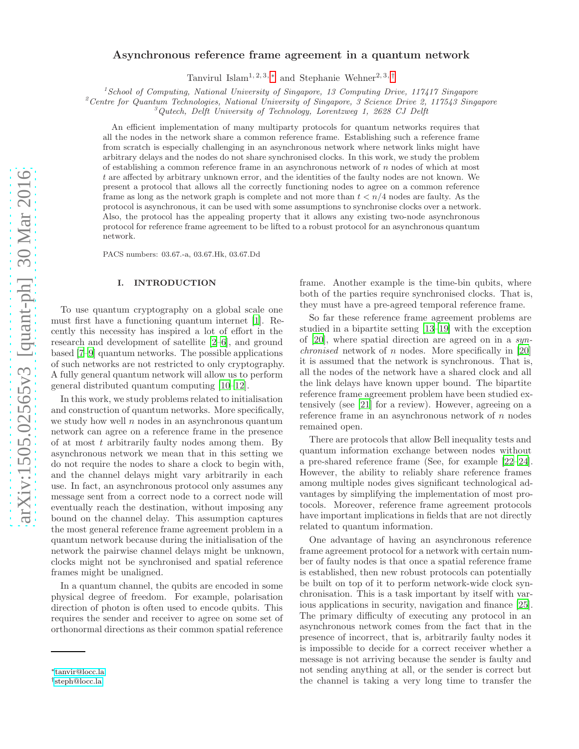# Asynchronous reference frame agreement in a quantum network

Tanvirul Islam[1, 2, 3, *] and Stephanie Wehner[2, 3, †]

[1]School of Computing, National University of Singapore, 13 Computing Drive, 117417 Singapore
[2]Centre for Quantum Technologies, National University of Singapore, 3 Science Drive 2, 117543 Singapore
[3]Qutech, Delft University of Technology, Lorentzweg 1, 2628 CJ Delft

An efficient implementation of many multiparty protocols for quantum networks requires that all the nodes in the network share a common reference frame. Establishing such a reference frame from scratch is especially challenging in an asynchronous network where network links might have arbitrary delays and the nodes do not share synchronised clocks. In this work, we study the problem of establishing a common reference frame in an asynchronous network of $n$ nodes of which at most $t$ are affected by arbitrary unknown error, and the identities of the faulty nodes are not known. We present a protocol that allows all the correctly functioning nodes to agree on a common reference frame as long as the network graph is complete and not more than $t < n/4$ nodes are faulty. As the protocol is asynchronous, it can be used with some assumptions to synchronise clocks over a network. Also, the protocol has the appealing property that it allows any existing two-node asynchronous protocol for reference frame agreement to be lifted to a robust protocol for an asynchronous quantum network.

PACS numbers: 03.67.-a, 03.67.Hk, 03.67.Dd

## I. INTRODUCTION

To use quantum cryptography on a global scale one must first have a functioning quantum internet [1]. Recently this necessity has inspired a lot of effort in the research and development of satellite [2–6], and ground based [7–9] quantum networks. The possible applications of such networks are not restricted to only cryptography. A fully general quantum network will allow us to perform general distributed quantum computing [10–12].

In this work, we study problems related to initialisation and construction of quantum networks. More specifically, we study how well $n$ nodes in an asynchronous quantum network can agree on a reference frame in the presence of at most $t$ arbitrarily faulty nodes among them. By asynchronous network we mean that in this setting we do not require the nodes to share a clock to begin with, and the channel delays might vary arbitrarily in each use. In fact, an asynchronous protocol only assumes any message sent from a correct node to a correct node will eventually reach the destination, without imposing any bound on the channel delay. This assumption captures the most general reference frame agreement problem in a quantum network because during the initialisation of the network the pairwise channel delays might be unknown, clocks might not be synchronised and spatial reference frames might be unaligned.

In a quantum channel, the qubits are encoded in some physical degree of freedom. For example, polarisation direction of photon is often used to encode qubits. This requires the sender and receiver to agree on some set of orthonormal directions as their common spatial reference frame. Another example is the time-bin qubits, where both of the parties require synchronised clocks. That is, they must have a pre-agreed temporal reference frame.

So far these reference frame agreement problems are studied in a bipartite setting [13–19] with the exception of [20], where spatial direction are agreed on in a *synchronised* network of $n$ nodes. More specifically in [20] it is assumed that the network is synchronous. That is, all the nodes of the network have a shared clock and all the link delays have known upper bound. The bipartite reference frame agreement problem have been studied extensively (see [21] for a review). However, agreeing on a reference frame in an asynchronous network of $n$ nodes remained open.

There are protocols that allow Bell inequality tests and quantum information exchange between nodes without a pre-shared reference frame (See, for example [22–24]. However, the ability to reliably share reference frames among multiple nodes gives significant technological advantages by simplifying the implementation of most protocols. Moreover, reference frame agreement protocols have important implications in fields that are not directly related to quantum information.

One advantage of having an asynchronous reference frame agreement protocol for a network with certain number of faulty nodes is that once a spatial reference frame is established, then new robust protocols can potentially be built on top of it to perform network-wide clock synchronisation. This is a task important by itself with various applications in security, navigation and finance [25]. The primary difficulty of executing any protocol in an asynchronous network comes from the fact that in the presence of incorrect, that is, arbitrarily faulty nodes it is impossible to decide for a correct receiver whether a message is not arriving because the sender is faulty and not sending anything at all, or the sender is correct but the channel is taking a very long time to transfer the

*tanvir@locc.la
†steph@locc.la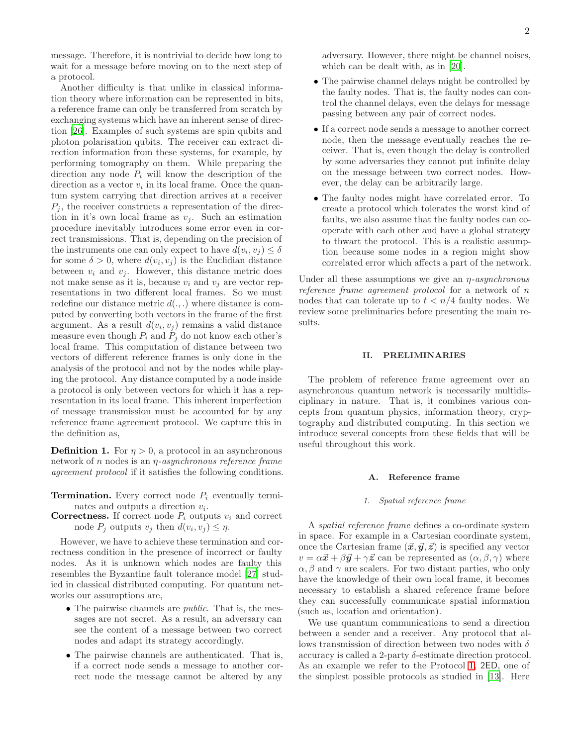message. Therefore, it is nontrivial to decide how long to wait for a message before moving on to the next step of a protocol.

Another difficulty is that unlike in classical information theory where information can be represented in bits, a reference frame can only be transferred from scratch by exchanging systems which have an inherent sense of direction [26]. Examples of such systems are spin qubits and photon polarisation qubits. The receiver can extract direction information from these systems, for example, by performing tomography on them. While preparing the direction any node $P_i$ will know the description of the direction as a vector $v_i$ in its local frame. Once the quantum system carrying that direction arrives at a receiver $P_j$, the receiver constructs a representation of the direction in it's own local frame as $v_j$. Such an estimation procedure inevitably introduces some error even in correct transmissions. That is, depending on the precision of the instruments one can only expect to have $d(v_i, v_j) \leq \delta$ for some $\delta > 0$, where $d(v_i, v_j)$ is the Euclidian distance between $v_i$ and $v_j$. However, this distance metric does not make sense as it is, because $v_i$ and $v_j$ are vector representations in two different local frames. So we must redefine our distance metric $d(.,.)$ where distance is computed by converting both vectors in the frame of the first argument. As a result $d(v_i, v_j)$ remains a valid distance measure even though $P_i$ and $P_j$ do not know each other's local frame. This computation of distance between two vectors of different reference frames is only done in the analysis of the protocol and not by the nodes while playing the protocol. Any distance computed by a node inside a protocol is only between vectors for which it has a representation in its local frame. This inherent imperfection of message transmission must be accounted for by any reference frame agreement protocol. We capture this in the definition as,

**Definition 1.** For $\eta > 0$, a protocol in an asynchronous network of $n$ nodes is an *$\eta$-asynchronous reference frame agreement protocol* if it satisfies the following conditions.

**Termination.** Every correct node $P_i$ eventually terminates and outputs a direction $v_i$.

**Correctness.** If correct node $P_i$ outputs $v_i$ and correct node $P_j$ outputs $v_j$ then $d(v_i, v_j) \leq \eta$.

However, we have to achieve these termination and correctness condition in the presence of incorrect or faulty nodes. As it is unknown which nodes are faulty this resembles the Byzantine fault tolerance model [27] studied in classical distributed computing. For quantum networks our assumptions are,

- The pairwise channels are *public*. That is, the messages are not secret. As a result, an adversary can see the content of a message between two correct nodes and adapt its strategy accordingly.
- The pairwise channels are authenticated. That is, if a correct node sends a message to another correct node the message cannot be altered by any adversary. However, there might be channel noises, which can be dealt with, as in [20].
- The pairwise channel delays might be controlled by the faulty nodes. That is, the faulty nodes can control the channel delays, even the delays for message passing between any pair of correct nodes.
- If a correct node sends a message to another correct node, then the message eventually reaches the receiver. That is, even though the delay is controlled by some adversaries they cannot put infinite delay on the message between two correct nodes. However, the delay can be arbitrarily large.
- The faulty nodes might have correlated error. To create a protocol which tolerates the worst kind of faults, we also assume that the faulty nodes can cooperate with each other and have a global strategy to thwart the protocol. This is a realistic assumption because some nodes in a region might show correlated error which affects a part of the network.

Under all these assumptions we give an *$\eta$-asynchronous reference frame agreement protocol* for a network of $n$ nodes that can tolerate up to $t < n/4$ faulty nodes. We review some preliminaries before presenting the main results.

## II. PRELIMINARIES

The problem of reference frame agreement over an asynchronous quantum network is necessarily multidisciplinary in nature. That is, it combines various concepts from quantum physics, information theory, cryptography and distributed computing. In this section we introduce several concepts from these fields that will be useful throughout this work.

### A. Reference frame

#### 1. Spatial reference frame

A *spatial reference frame* defines a co-ordinate system in space. For example in a Cartesian coordinate system, once the Cartesian frame $(\vec{\boldsymbol{x}}, \vec{\boldsymbol{y}}, \vec{\boldsymbol{z}})$ is specified any vector $v = \alpha\vec{\boldsymbol{x}} + \beta\vec{\boldsymbol{y}} + \gamma\vec{\boldsymbol{z}}$ can be represented as $(\alpha, \beta, \gamma)$ where $\alpha, \beta$ and $\gamma$ are scalers. For two distant parties, who only have the knowledge of their own local frame, it becomes necessary to establish a shared reference frame before they can successfully communicate spatial information (such as, location and orientation).

We use quantum communications to send a direction between a sender and a receiver. Any protocol that allows transmission of direction between two nodes with $\delta$ accuracy is called a 2-party $\delta$-estimate direction protocol. As an example we refer to the Protocol 1, 2ED, one of the simplest possible protocols as studied in [13]. Here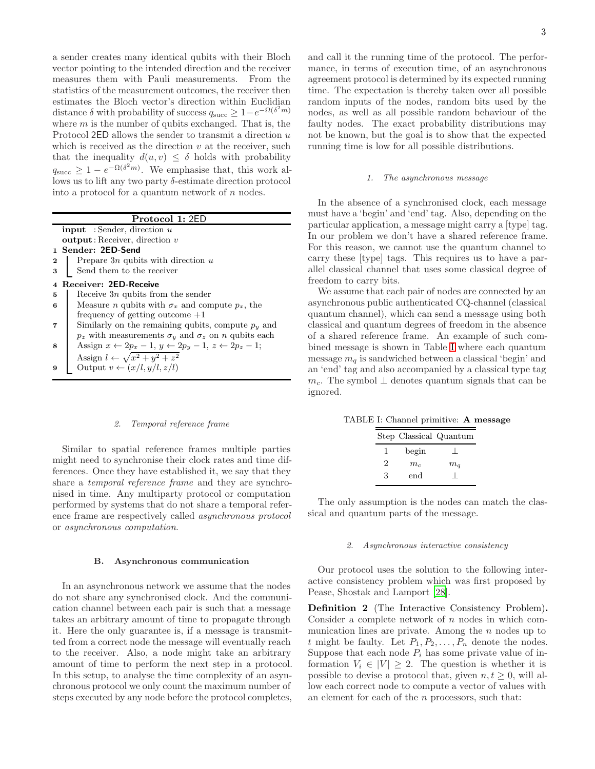a sender creates many identical qubits with their Bloch vector pointing to the intended direction and the receiver measures them with Pauli measurements. From the statistics of the measurement outcomes, the receiver then estimates the Bloch vector's direction within Euclidian distance $\delta$ with probability of success $q_{\text{succ}} \geq 1 - e^{-\Omega(\delta^2 m)}$ where $m$ is the number of qubits exchanged. That is, the Protocol 2ED allows the sender to transmit a direction $u$ which is received as the direction $v$ at the receiver, such that the inequality $d(u, v) \leq \delta$ holds with probability $q_{\text{succ}} \geq 1 - e^{-\Omega(\delta^2 m)}$. We emphasise that, this work allows us to lift any two party $\delta$-estimate direction protocol into a protocol for a quantum network of $n$ nodes.

**Protocol 1:** 2ED

**input** : Sender, direction $u$
**output** : Receiver, direction $v$

1. **Sender: 2ED-Send**
2. Prepare $3n$ qubits with direction $u$
3. Send them to the receiver
4. **Receiver: 2ED-Receive**
5. Receive $3n$ qubits from the sender
6. Measure $n$ qubits with $\sigma_x$ and compute $p_x$, the frequency of getting outcome $+1$
7. Similarly on the remaining qubits, compute $p_y$ and $p_z$ with measurements $\sigma_y$ and $\sigma_z$ on $n$ qubits each
8. Assign $x \leftarrow 2p_x - 1$, $y \leftarrow 2p_y - 1$, $z \leftarrow 2p_z - 1$; Assign $l \leftarrow \sqrt{x^2 + y^2 + z^2}$
9. Output $v \leftarrow (x/l, y/l, z/l)$

#### 2. Temporal reference frame

Similar to spatial reference frames multiple parties might need to synchronise their clock rates and time differences. Once they have established it, we say that they share a *temporal reference frame* and they are synchronised in time. Any multiparty protocol or computation performed by systems that do not share a temporal reference frame are respectively called *asynchronous protocol* or *asynchronous computation*.

### B. Asynchronous communication

In an asynchronous network we assume that the nodes do not share any synchronised clock. And the communication channel between each pair is such that a message takes an arbitrary amount of time to propagate through it. Here the only guarantee is, if a message is transmitted from a correct node the message will eventually reach to the receiver. Also, a node might take an arbitrary amount of time to perform the next step in a protocol. In this setup, to analyse the time complexity of an asynchronous protocol we only count the maximum number of steps executed by any node before the protocol completes, and call it the running time of the protocol. The performance, in terms of execution time, of an asynchronous agreement protocol is determined by its expected running time. The expectation is thereby taken over all possible random inputs of the nodes, random bits used by the nodes, as well as all possible random behaviour of the faulty nodes. The exact probability distributions may not be known, but the goal is to show that the expected running time is low for all possible distributions.

#### 1. The asynchronous message

In the absence of a synchronised clock, each message must have a 'begin' and 'end' tag. Also, depending on the particular application, a message might carry a [type] tag. In our problem we don't have a shared reference frame. For this reason, we cannot use the quantum channel to carry these [type] tags. This requires us to have a parallel classical channel that uses some classical degree of freedom to carry bits.

We assume that each pair of nodes are connected by an asynchronous public authenticated CQ-channel (classical quantum channel), which can send a message using both classical and quantum degrees of freedom in the absence of a shared reference frame. An example of such combined message is shown in Table I where each quantum message $m_q$ is sandwiched between a classical 'begin' and an 'end' tag and also accompanied by a classical type tag $m_c$. The symbol $\perp$ denotes quantum signals that can be ignored.

TABLE I: Channel primitive: **A message**

| Step | Classical | Quantum |
|---|---|---|
| 1 | begin | $\perp$ |
| 2 | $m_c$ | $m_q$ |
| 3 | end | $\perp$ |

The only assumption is the nodes can match the classical and quantum parts of the message.

#### 2. Asynchronous interactive consistency

Our protocol uses the solution to the following interactive consistency problem which was first proposed by Pease, Shostak and Lamport [28].

**Definition 2** (The Interactive Consistency Problem)**.** Consider a complete network of $n$ nodes in which communication lines are private. Among the $n$ nodes up to $t$ might be faulty. Let $P_1, P_2, \ldots, P_n$ denote the nodes. Suppose that each node $P_i$ has some private value of information $V_i \in |V| \geq 2$. The question is whether it is possible to devise a protocol that, given $n, t \geq 0$, will allow each correct node to compute a vector of values with an element for each of the $n$ processors, such that: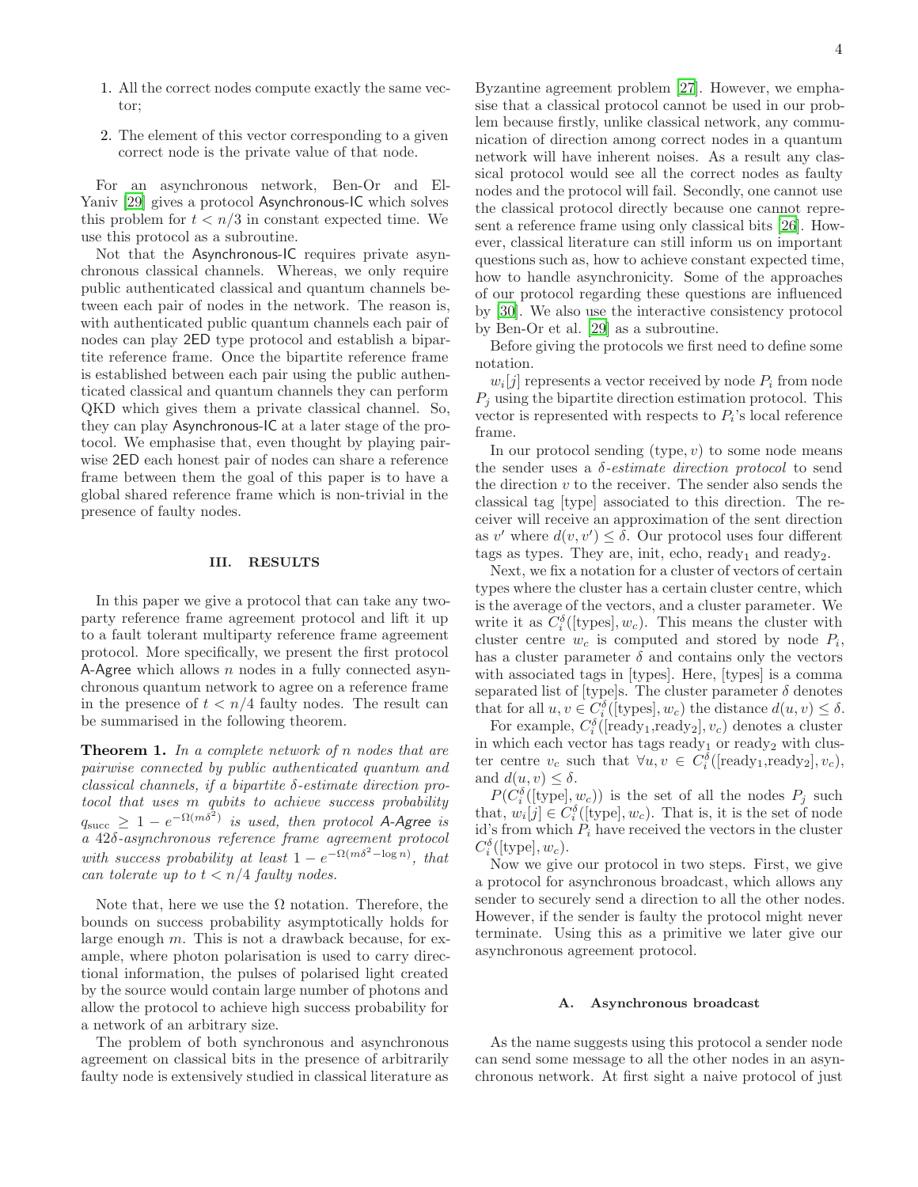1. All the correct nodes compute exactly the same vector;
2. The element of this vector corresponding to a given correct node is the private value of that node.

For an asynchronous network, Ben-Or and El-Yaniv [29] gives a protocol Asynchronous-IC which solves this problem for $t < n/3$ in constant expected time. We use this protocol as a subroutine.

Not that the Asynchronous-IC requires private asynchronous classical channels. Whereas, we only require public authenticated classical and quantum channels between each pair of nodes in the network. The reason is, with authenticated public quantum channels each pair of nodes can play 2ED type protocol and establish a bipartite reference frame. Once the bipartite reference frame is established between each pair using the public authenticated classical and quantum channels they can perform QKD which gives them a private classical channel. So, they can play Asynchronous-IC at a later stage of the protocol. We emphasise that, even thought by playing pairwise 2ED each honest pair of nodes can share a reference frame between them the goal of this paper is to have a global shared reference frame which is non-trivial in the presence of faulty nodes.

## III. RESULTS

In this paper we give a protocol that can take any two-party reference frame agreement protocol and lift it up to a fault tolerant multiparty reference frame agreement protocol. More specifically, we present the first protocol A-Agree which allows $n$ nodes in a fully connected asynchronous quantum network to agree on a reference frame in the presence of $t < n/4$ faulty nodes. The result can be summarised in the following theorem.

**Theorem 1.** *In a complete network of $n$ nodes that are pairwise connected by public authenticated quantum and classical channels, if a bipartite $\delta$-estimate direction protocol that uses $m$ qubits to achieve success probability $q_{\text{succ}} \geq 1 - e^{-\Omega(m\delta^2)}$ is used, then protocol A-Agree is a $42\delta$-asynchronous reference frame agreement protocol with success probability at least $1 - e^{-\Omega(m\delta^2 - \log n)}$, that can tolerate up to $t < n/4$ faulty nodes.*

Note that, here we use the $\Omega$ notation. Therefore, the bounds on success probability asymptotically holds for large enough $m$. This is not a drawback because, for example, where photon polarisation is used to carry directional information, the pulses of polarised light created by the source would contain large number of photons and allow the protocol to achieve high success probability for a network of an arbitrary size.

The problem of both synchronous and asynchronous agreement on classical bits in the presence of arbitrarily faulty node is extensively studied in classical literature as Byzantine agreement problem [27]. However, we emphasise that a classical protocol cannot be used in our problem because firstly, unlike classical network, any communication of direction among correct nodes in a quantum network will have inherent noises. As a result any classical protocol would see all the correct nodes as faulty nodes and the protocol will fail. Secondly, one cannot use the classical protocol directly because one cannot represent a reference frame using only classical bits [26]. However, classical literature can still inform us on important questions such as, how to achieve constant expected time, how to handle asynchronicity. Some of the approaches of our protocol regarding these questions are influenced by [30]. We also use the interactive consistency protocol by Ben-Or et al. [29] as a subroutine.

Before giving the protocols we first need to define some notation.

$w_i[j]$ represents a vector received by node $P_i$ from node $P_j$ using the bipartite direction estimation protocol. This vector is represented with respects to $P_i$'s local reference frame.

In our protocol sending (type, $v$) to some node means the sender uses a $\delta$-*estimate direction protocol* to send the direction $v$ to the receiver. The sender also sends the classical tag [type] associated to this direction. The receiver will receive an approximation of the sent direction as $v'$ where $d(v, v') \leq \delta$. Our protocol uses four different tags as types. They are, init, echo, $\text{ready}_1$ and $\text{ready}_2$.

Next, we fix a notation for a cluster of vectors of certain types where the cluster has a certain cluster centre, which is the average of the vectors, and a cluster parameter. We write it as $C_i^\delta([\text{types}], w_c)$. This means the cluster with cluster centre $w_c$ is computed and stored by node $P_i$, has a cluster parameter $\delta$ and contains only the vectors with associated tags in [types]. Here, [types] is a comma separated list of [type]s. The cluster parameter $\delta$ denotes that for all $u, v \in C_i^\delta([\text{types}], w_c)$ the distance $d(u, v) \leq \delta$.

For example, $C_i^\delta([\text{ready}_1,\text{ready}_2], v_c)$ denotes a cluster in which each vector has tags $\text{ready}_1$ or $\text{ready}_2$ with cluster centre $v_c$ such that $\forall u, v \in C_i^\delta([\text{ready}_1,\text{ready}_2], v_c)$, and $d(u, v) \leq \delta$.

$P(C_i^\delta([\text{type}], w_c))$ is the set of all the nodes $P_j$ such that, $w_i[j] \in C_i^\delta([\text{type}], w_c)$. That is, it is the set of node id's from which $P_i$ have received the vectors in the cluster $C_i^\delta([\text{type}], w_c)$.

Now we give our protocol in two steps. First, we give a protocol for asynchronous broadcast, which allows any sender to securely send a direction to all the other nodes. However, if the sender is faulty the protocol might never terminate. Using this as a primitive we later give our asynchronous agreement protocol.

### A. Asynchronous broadcast

As the name suggests using this protocol a sender node can send some message to all the other nodes in an asynchronous network. At first sight a naive protocol of just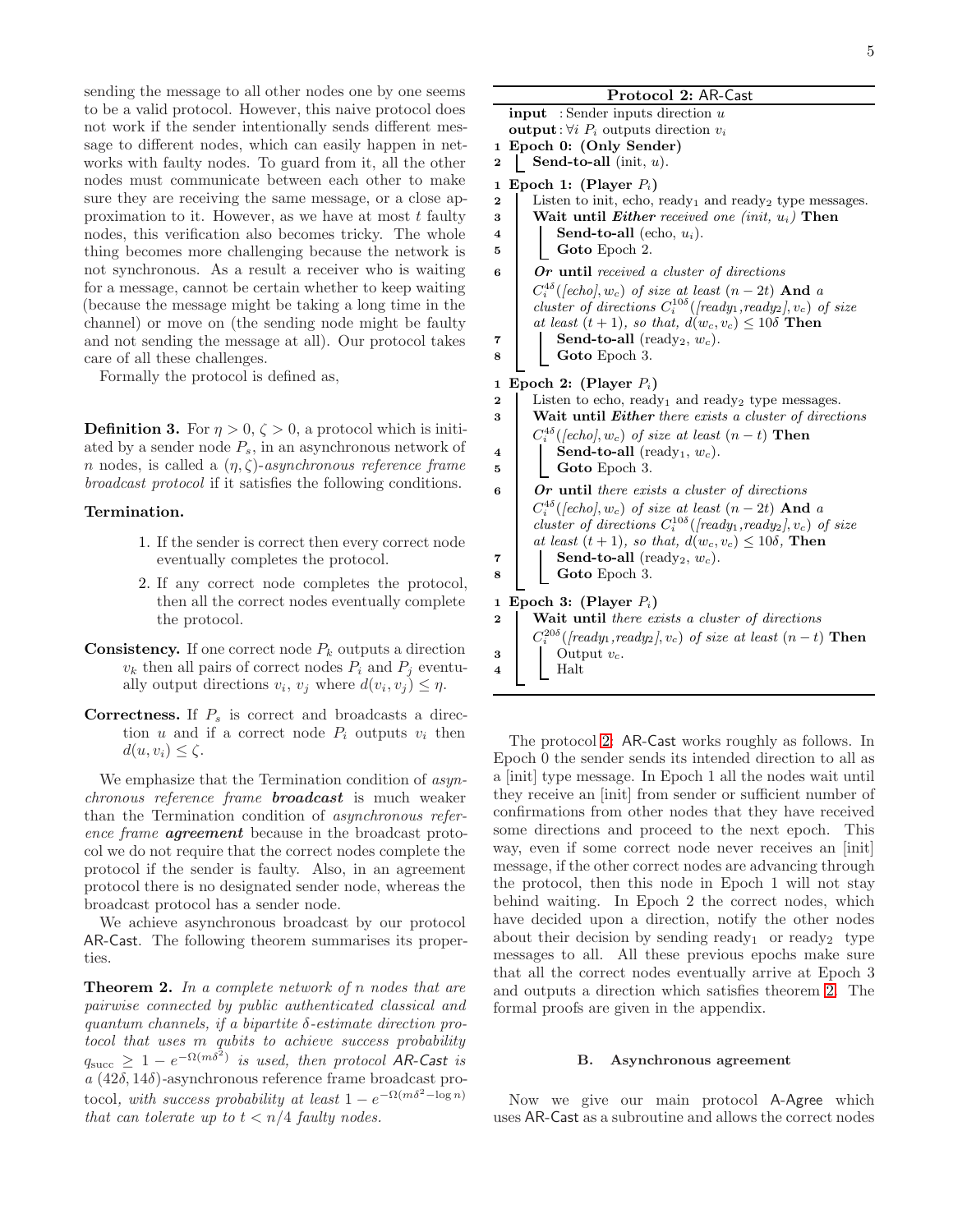sending the message to all other nodes one by one seems to be a valid protocol. However, this naive protocol does not work if the sender intentionally sends different message to different nodes, which can easily happen in networks with faulty nodes. To guard from it, all the other nodes must communicate between each other to make sure they are receiving the same message, or a close approximation to it. However, as we have at most $t$ faulty nodes, this verification also becomes tricky. The whole thing becomes more challenging because the network is not synchronous. As a result a receiver who is waiting for a message, cannot be certain whether to keep waiting (because the message might be taking a long time in the channel) or move on (the sending node might be faulty and not sending the message at all). Our protocol takes care of all these challenges.

Formally the protocol is defined as,

**Definition 3.** For $\eta > 0$, $\zeta > 0$, a protocol which is initiated by a sender node $P_s$, in an asynchronous network of $n$ nodes, is called a $(\eta, \zeta)$-*asynchronous reference frame broadcast protocol* if it satisfies the following conditions.

**Termination.**

1. If the sender is correct then every correct node eventually completes the protocol.
2. If any correct node completes the protocol, then all the correct nodes eventually complete the protocol.

**Consistency.** If one correct node $P_k$ outputs a direction $v_k$ then all pairs of correct nodes $P_i$ and $P_j$ eventually output directions $v_i$, $v_j$ where $d(v_i, v_j) \leq \eta$.

**Correctness.** If $P_s$ is correct and broadcasts a direction $u$ and if a correct node $P_i$ outputs $v_i$ then $d(u, v_i) \leq \zeta$.

We emphasize that the Termination condition of *asynchronous reference frame* ***broadcast*** is much weaker than the Termination condition of *asynchronous reference frame* ***agreement*** because in the broadcast protocol we do not require that the correct nodes complete the protocol if the sender is faulty. Also, in an agreement protocol there is no designated sender node, whereas the broadcast protocol has a sender node.

We achieve asynchronous broadcast by our protocol AR-Cast. The following theorem summarises its properties.

**Theorem 2.** *In a complete network of $n$ nodes that are pairwise connected by public authenticated classical and quantum channels, if a bipartite $\delta$-estimate direction protocol that uses $m$ qubits to achieve success probability $q_{\text{succ}} \geq 1 - e^{-\Omega(m\delta^2)}$ is used, then protocol AR-Cast is a* $(42\delta, 14\delta)$-asynchronous reference frame broadcast protocol, *with success probability at least $1 - e^{-\Omega(m\delta^2 - \log n)}$ that can tolerate up to $t < n/4$ faulty nodes.*

---

**Protocol 2: AR-Cast**

**input** : Sender inputs direction $u$
**output** : $\forall i$ $P_i$ outputs direction $v_i$

1 **Epoch 0: (Only Sender)**
2 &nbsp;&nbsp; **Send-to-all** (init, $u$).

1 **Epoch 1: (Player $P_i$)**
2 &nbsp;&nbsp; Listen to init, echo, ready$_1$ and ready$_2$ type messages.
3 &nbsp;&nbsp; **Wait until** ***Either*** *received one (init, $u_i$)* **Then**
4 &nbsp;&nbsp;&nbsp;&nbsp; **Send-to-all** (echo, $u_i$).
5 &nbsp;&nbsp;&nbsp;&nbsp; **Goto** Epoch 2.
6 &nbsp;&nbsp; ***Or*** **until** *received a cluster of directions $C_i^{4\delta}([echo], w_c)$ of size at least $(n-2t)$* **And** *a cluster of directions $C_i^{10\delta}([ready_1, ready_2], v_c)$ of size at least $(t+1)$, so that, $d(w_c, v_c) \leq 10\delta$* **Then**
7 &nbsp;&nbsp;&nbsp;&nbsp; **Send-to-all** (ready$_2$, $w_c$).
8 &nbsp;&nbsp;&nbsp;&nbsp; **Goto** Epoch 3.

1 **Epoch 2: (Player $P_i$)**
2 &nbsp;&nbsp; Listen to echo, ready$_1$ and ready$_2$ type messages.
3 &nbsp;&nbsp; **Wait until** ***Either*** *there exists a cluster of directions $C_i^{4\delta}([echo], w_c)$ of size at least $(n-t)$* **Then**
4 &nbsp;&nbsp;&nbsp;&nbsp; **Send-to-all** (ready$_1$, $w_c$).
5 &nbsp;&nbsp;&nbsp;&nbsp; **Goto** Epoch 3.
6 &nbsp;&nbsp; ***Or*** **until** *there exists a cluster of directions $C_i^{4\delta}([echo], w_c)$ of size at least $(n-2t)$* **And** *a cluster of directions $C_i^{10\delta}([ready_1, ready_2], v_c)$ of size at least $(t+1)$, so that, $d(w_c, v_c) \leq 10\delta$,* **Then**
7 &nbsp;&nbsp;&nbsp;&nbsp; **Send-to-all** (ready$_2$, $w_c$).
8 &nbsp;&nbsp;&nbsp;&nbsp; **Goto** Epoch 3.

1 **Epoch 3: (Player $P_i$)**
2 &nbsp;&nbsp; **Wait until** *there exists a cluster of directions $C_i^{20\delta}([ready_1, ready_2], v_c)$ of size at least $(n-t)$* **Then**
3 &nbsp;&nbsp;&nbsp;&nbsp; Output $v_c$.
4 &nbsp;&nbsp;&nbsp;&nbsp; Halt

---

The protocol 2: AR-Cast works roughly as follows. In Epoch 0 the sender sends its intended direction to all as a [init] type message. In Epoch 1 all the nodes wait until they receive an [init] from sender or sufficient number of confirmations from other nodes that they have received some directions and proceed to the next epoch. This way, even if some correct node never receives an [init] message, if the other correct nodes are advancing through the protocol, then this node in Epoch 1 will not stay behind waiting. In Epoch 2 the correct nodes, which have decided upon a direction, notify the other nodes about their decision by sending ready$_1$ or ready$_2$ type messages to all. All these previous epochs make sure that all the correct nodes eventually arrive at Epoch 3 and outputs a direction which satisfies theorem 2. The formal proofs are given in the appendix.

### B. Asynchronous agreement

Now we give our main protocol A-Agree which uses AR-Cast as a subroutine and allows the correct nodes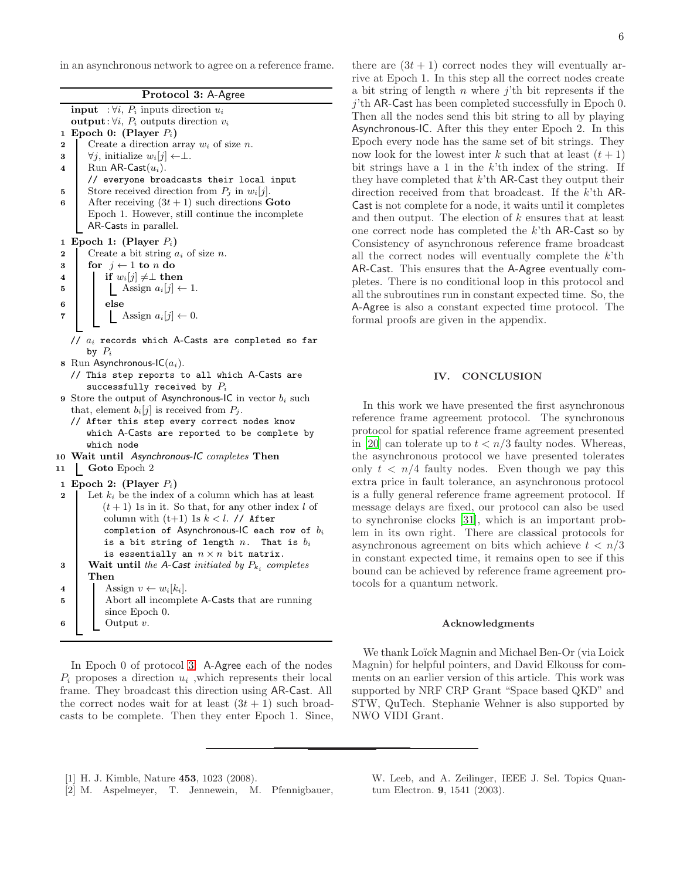in an asynchronous network to agree on a reference frame.

```
Protocol 3: A-Agree
   input  : ∀i, P_i inputs direction u_i
   output : ∀i, P_i outputs direction v_i
 1 Epoch 0: (Player P_i)
 2   Create a direction array w_i of size n.
 3   ∀j, initialize w_i[j] ← ⊥.
 4   Run AR-Cast(u_i).
     // everyone broadcasts their local input
 5   Store received direction from P_j in w_i[j].
 6   After receiving (3t + 1) such directions Goto
     Epoch 1. However, still continue the incomplete
     AR-Casts in parallel.
 1 Epoch 1: (Player P_i)
 2   Create a bit string a_i of size n.
 3   for j ← 1 to n do
 4     if w_i[j] ≠⊥ then
 5       Assign a_i[j] ← 1.
 6     else
 7       Assign a_i[j] ← 0.
   // a_i records which A-Casts are completed so far
      by P_i
 8 Run Asynchronous-IC(a_i).
   // This step reports to all which A-Casts are
      successfully received by P_i
 9 Store the output of Asynchronous-IC in vector b_i such
   that, element b_i[j] is received from P_j.
   // After this step every correct nodes know
      which A-Casts are reported to be complete by
      which node
10 Wait until Asynchronous-IC completes Then
11   Goto Epoch 2
 1 Epoch 2: (Player P_i)
 2   Let k_i be the index of a column which has at least
     (t + 1) 1s in it. So that, for any other index l of
     column with (t+1) 1s k < l. // After
     completion of Asynchronous-IC each row of b_i
     is a bit string of length n. That is b_i
     is essentially an n × n bit matrix.
 3   Wait until the A-Cast initiated by P_{k_i} completes
     Then
 4     Assign v ← w_i[k_i].
 5     Abort all incomplete A-Casts that are running
       since Epoch 0.
 6     Output v.
```

In Epoch 0 of protocol 3 A-Agree each of the nodes $P_i$ proposes a direction $u_i$ ,which represents their local frame. They broadcast this direction using AR-Cast. All the correct nodes wait for at least $(3t+1)$ such broadcasts to be complete. Then they enter Epoch 1. Since, there are $(3t+1)$ correct nodes they will eventually arrive at Epoch 1. In this step all the correct nodes create a bit string of length $n$ where $j$'th bit represents if the $j$'th AR-Cast has been completed successfully in Epoch 0. Then all the nodes send this bit string to all by playing Asynchronous-IC. After this they enter Epoch 2. In this Epoch every node has the same set of bit strings. They now look for the lowest inter $k$ such that at least $(t+1)$ bit strings have a 1 in the $k$'th index of the string. If they have completed that $k$'th AR-Cast they output their direction received from that broadcast. If the $k$'th AR-Cast is not complete for a node, it waits until it completes and then output. The election of $k$ ensures that at least one correct node has completed the $k$'th AR-Cast so by Consistency of asynchronous reference frame broadcast all the correct nodes will eventually complete the $k$'th AR-Cast. This ensures that the A-Agree eventually completes. There is no conditional loop in this protocol and all the subroutines run in constant expected time. So, the A-Agree is also a constant expected time protocol. The formal proofs are given in the appendix.

## IV. CONCLUSION

In this work we have presented the first asynchronous reference frame agreement protocol. The synchronous protocol for spatial reference frame agreement presented in [20] can tolerate up to $t < n/3$ faulty nodes. Whereas, the asynchronous protocol we have presented tolerates only $t < n/4$ faulty nodes. Even though we pay this extra price in fault tolerance, an asynchronous protocol is a fully general reference frame agreement protocol. If message delays are fixed, our protocol can also be used to synchronise clocks [31], which is an important problem in its own right. There are classical protocols for asynchronous agreement on bits which achieve $t < n/3$ in constant expected time, it remains open to see if this bound can be achieved by reference frame agreement protocols for a quantum network.

### Acknowledgments

We thank Loïck Magnin and Michael Ben-Or (via Loick Magnin) for helpful pointers, and David Elkouss for comments on an earlier version of this article. This work was supported by NRF CRP Grant "Space based QKD" and STW, QuTech. Stephanie Wehner is also supported by NWO VIDI Grant.

---

[1] H. J. Kimble, Nature **453**, 1023 (2008).

[2] M. Aspelmeyer, T. Jennewein, M. Pfennigbauer, W. Leeb, and A. Zeilinger, IEEE J. Sel. Topics Quantum Electron. **9**, 1541 (2003).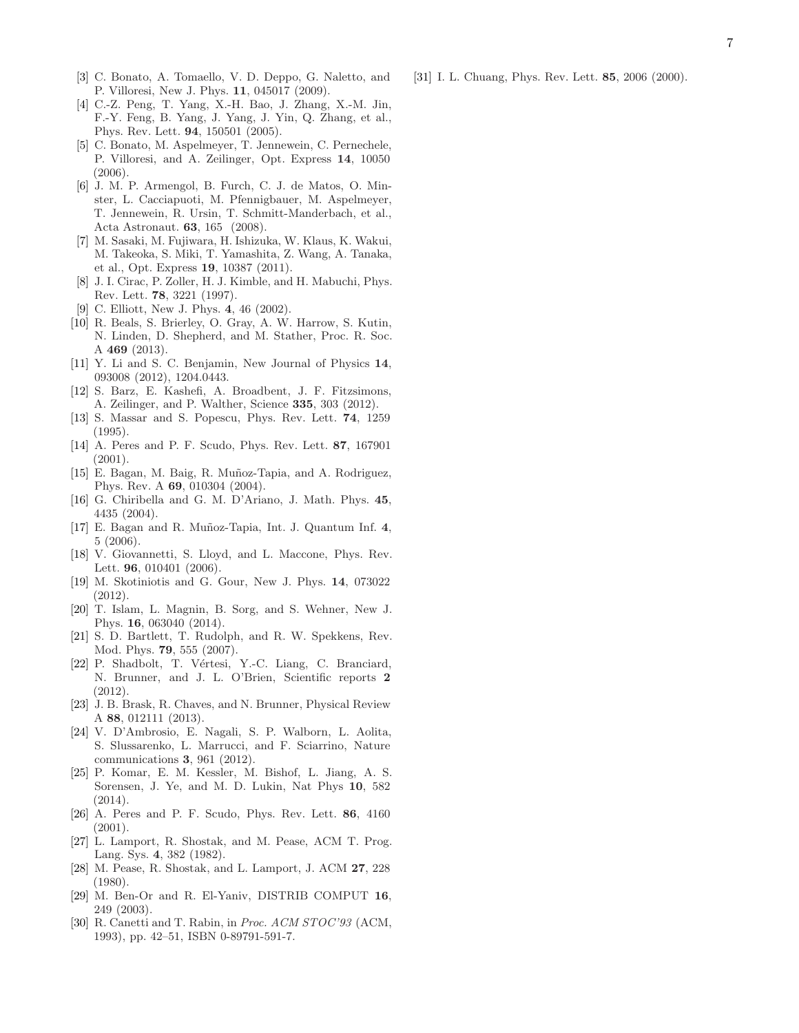[3] C. Bonato, A. Tomaello, V. D. Deppo, G. Naletto, and P. Villoresi, New J. Phys. **11**, 045017 (2009).

[4] C.-Z. Peng, T. Yang, X.-H. Bao, J. Zhang, X.-M. Jin, F.-Y. Feng, B. Yang, J. Yang, J. Yin, Q. Zhang, et al., Phys. Rev. Lett. **94**, 150501 (2005).

[5] C. Bonato, M. Aspelmeyer, T. Jennewein, C. Pernechele, P. Villoresi, and A. Zeilinger, Opt. Express **14**, 10050 (2006).

[6] J. M. P. Armengol, B. Furch, C. J. de Matos, O. Minster, L. Cacciapuoti, M. Pfennigbauer, M. Aspelmeyer, T. Jennewein, R. Ursin, T. Schmitt-Manderbach, et al., Acta Astronaut. **63**, 165 (2008).

[7] M. Sasaki, M. Fujiwara, H. Ishizuka, W. Klaus, K. Wakui, M. Takeoka, S. Miki, T. Yamashita, Z. Wang, A. Tanaka, et al., Opt. Express **19**, 10387 (2011).

[8] J. I. Cirac, P. Zoller, H. J. Kimble, and H. Mabuchi, Phys. Rev. Lett. **78**, 3221 (1997).

[9] C. Elliott, New J. Phys. **4**, 46 (2002).

[10] R. Beals, S. Brierley, O. Gray, A. W. Harrow, S. Kutin, N. Linden, D. Shepherd, and M. Stather, Proc. R. Soc. A **469** (2013).

[11] Y. Li and S. C. Benjamin, New Journal of Physics **14**, 093008 (2012), 1204.0443.

[12] S. Barz, E. Kashefi, A. Broadbent, J. F. Fitzsimons, A. Zeilinger, and P. Walther, Science **335**, 303 (2012).

[13] S. Massar and S. Popescu, Phys. Rev. Lett. **74**, 1259 (1995).

[14] A. Peres and P. F. Scudo, Phys. Rev. Lett. **87**, 167901 (2001).

[15] E. Bagan, M. Baig, R. Muñoz-Tapia, and A. Rodriguez, Phys. Rev. A **69**, 010304 (2004).

[16] G. Chiribella and G. M. D'Ariano, J. Math. Phys. **45**, 4435 (2004).

[17] E. Bagan and R. Muñoz-Tapia, Int. J. Quantum Inf. **4**, 5 (2006).

[18] V. Giovannetti, S. Lloyd, and L. Maccone, Phys. Rev. Lett. **96**, 010401 (2006).

[19] M. Skotiniotis and G. Gour, New J. Phys. **14**, 073022 (2012).

[20] T. Islam, L. Magnin, B. Sorg, and S. Wehner, New J. Phys. **16**, 063040 (2014).

[21] S. D. Bartlett, T. Rudolph, and R. W. Spekkens, Rev. Mod. Phys. **79**, 555 (2007).

[22] P. Shadbolt, T. Vértesi, Y.-C. Liang, C. Branciard, N. Brunner, and J. L. O'Brien, Scientific reports **2** (2012).

[23] J. B. Brask, R. Chaves, and N. Brunner, Physical Review A **88**, 012111 (2013).

[24] V. D'Ambrosio, E. Nagali, S. P. Walborn, L. Aolita, S. Slussarenko, L. Marrucci, and F. Sciarrino, Nature communications **3**, 961 (2012).

[25] P. Komar, E. M. Kessler, M. Bishof, L. Jiang, A. S. Sorensen, J. Ye, and M. D. Lukin, Nat Phys **10**, 582 (2014).

[26] A. Peres and P. F. Scudo, Phys. Rev. Lett. **86**, 4160 (2001).

[27] L. Lamport, R. Shostak, and M. Pease, ACM T. Prog. Lang. Sys. **4**, 382 (1982).

[28] M. Pease, R. Shostak, and L. Lamport, J. ACM **27**, 228 (1980).

[29] M. Ben-Or and R. El-Yaniv, DISTRIB COMPUT **16**, 249 (2003).

[30] R. Canetti and T. Rabin, in *Proc. ACM STOC'93* (ACM, 1993), pp. 42–51, ISBN 0-89791-591-7.

[31] I. L. Chuang, Phys. Rev. Lett. **85**, 2006 (2000).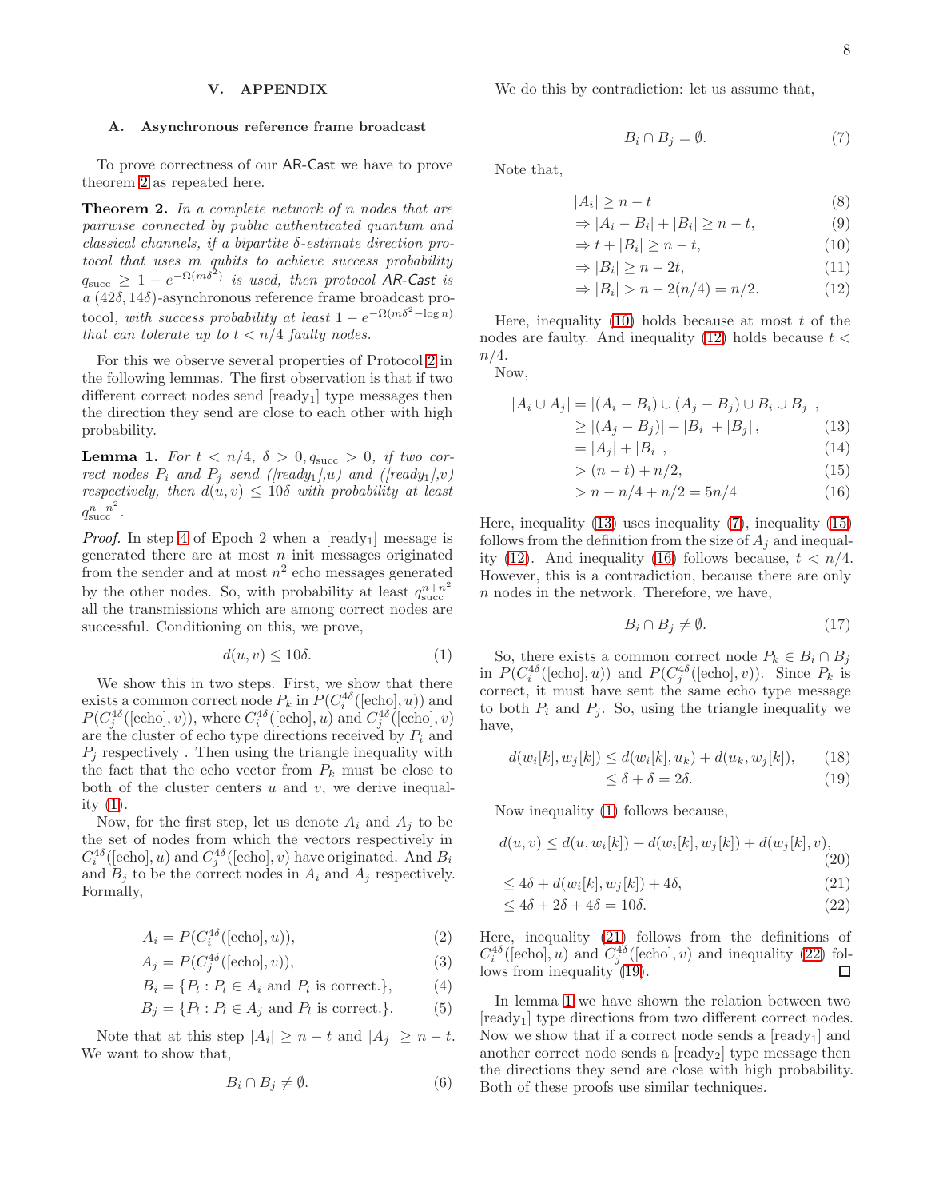## V. APPENDIX

### A. Asynchronous reference frame broadcast

To prove correctness of our AR-Cast we have to prove theorem 2 as repeated here.

**Theorem 2.** *In a complete network of $n$ nodes that are pairwise connected by public authenticated quantum and classical channels, if a bipartite $\delta$-estimate direction protocol that uses $m$ qubits to achieve success probability $q_{\text{succ}} \geq 1 - e^{-\Omega(m\delta^2)}$ is used, then protocol AR-Cast is a $(42\delta, 14\delta)$-asynchronous reference frame broadcast protocol, with success probability at least $1 - e^{-\Omega(m\delta^2 - \log n)}$ that can tolerate up to $t < n/4$ faulty nodes.*

For this we observe several properties of Protocol 2 in the following lemmas. The first observation is that if two different correct nodes send [ready$_1$] type messages then the direction they send are close to each other with high probability.

**Lemma 1.** *For $t < n/4$, $\delta > 0, q_{\text{succ}} > 0$, if two correct nodes $P_i$ and $P_j$ send ([ready$_1$],$u$) and ([ready$_1$],$v$) respectively, then $d(u, v) \leq 10\delta$ with probability at least $q_{\text{succ}}^{n+n^2}$.*

*Proof.* In step 4 of Epoch 2 when a [ready$_1$] message is generated there are at most $n$ init messages originated from the sender and at most $n^2$ echo messages generated by the other nodes. So, with probability at least $q_{\text{succ}}^{n+n^2}$ all the transmissions which are among correct nodes are successful. Conditioning on this, we prove,

$$d(u, v) \leq 10\delta. \tag{1}$$

We show this in two steps. First, we show that there exists a common correct node $P_k$ in $P(C_i^{4\delta}([\text{echo}], u))$ and $P(C_j^{4\delta}([\text{echo}], v))$, where $C_i^{4\delta}([\text{echo}], u$ and $C_j^{4\delta}([\text{echo}], v)$ are the cluster of echo type directions received by $P_i$ and $P_j$ respectively . Then using the triangle inequality with the fact that the echo vector from $P_k$ must be close to both of the cluster centers $u$ and $v$, we derive inequality (1).

Now, for the first step, let us denote $A_i$ and $A_j$ to be the set of nodes from which the vectors respectively in $C_i^{4\delta}([\text{echo}], u)$ and $C_j^{4\delta}([\text{echo}], v)$ have originated. And $B_i$ and $B_j$ to be the correct nodes in $A_i$ and $A_j$ respectively. Formally,

$$A_i = P(C_i^{4\delta}([\text{echo}], u)), \tag{2}$$
$$A_j = P(C_j^{4\delta}([\text{echo}], v)), \tag{3}$$
$$B_i = \{P_l : P_l \in A_i \text{ and } P_l \text{ is correct.}\}, \tag{4}$$
$$B_j = \{P_l : P_l \in A_j \text{ and } P_l \text{ is correct.}\}. \tag{5}$$

Note that at this step $|A_i| \geq n - t$ and $|A_j| \geq n - t$. We want to show that,

$$B_i \cap B_j \neq \emptyset. \tag{6}$$

We do this by contradiction: let us assume that,

$$B_i \cap B_j = \emptyset. \tag{7}$$

Note that,

$$|A_i| \geq n - t \tag{8}$$
$$\Rightarrow |A_i - B_i| + |B_i| \geq n - t, \tag{9}$$
$$\Rightarrow t + |B_i| \geq n - t, \tag{10}$$
$$\Rightarrow |B_i| \geq n - 2t, \tag{11}$$
$$\Rightarrow |B_i| > n - 2(n/4) = n/2. \tag{12}$$

Here, inequality (10) holds because at most $t$ of the nodes are faulty. And inequality (12) holds because $t < n/4$.

Now,

$$
\begin{aligned}
|A_i \cup A_j| &= |(A_i - B_i) \cup (A_j - B_j) \cup B_i \cup B_j|, \\
&\geq |(A_j - B_j)| + |B_i| + |B_j|, &(13)\\
&= |A_j| + |B_i|, &(14)\\
&> (n - t) + n/2, &(15)\\
&> n - n/4 + n/2 = 5n/4 &(16)
\end{aligned}
$$

Here, inequality (13) uses inequality (7), inequality (15) follows from the definition from the size of $A_j$ and inequality (12). And inequality (16) follows because, $t < n/4$. However, this is a contradiction, because there are only $n$ nodes in the network. Therefore, we have,

$$B_i \cap B_j \neq \emptyset. \tag{17}$$

So, there exists a common correct node $P_k \in B_i \cap B_j$ in $P(C_i^{4\delta}([\text{echo}], u))$ and $P(C_j^{4\delta}([\text{echo}], v))$. Since $P_k$ is correct, it must have sent the same echo type message to both $P_i$ and $P_j$. So, using the triangle inequality we have,

$$
\begin{aligned}
d(w_i[k], w_j[k]) &\leq d(w_i[k], u_k) + d(u_k, w_j[k]), &(18)\\
&\leq \delta + \delta = 2\delta. &(19)
\end{aligned}
$$

Now inequality (1) follows because,

$$
\begin{aligned}
d(u, v) &\leq d(u, w_i[k]) + d(w_i[k], w_j[k]) + d(w_j[k], v), &(20)\\
&\leq 4\delta + d(w_i[k], w_j[k]) + 4\delta, &(21)\\
&\leq 4\delta + 2\delta + 4\delta = 10\delta. &(22)
\end{aligned}
$$

Here, inequality (21) follows from the definitions of $C_i^{4\delta}([\text{echo}], u)$ and $C_j^{4\delta}([\text{echo}], v)$ and inequality (22) follows from inequality (19). ◻

In lemma 1 we have shown the relation between two [ready$_1$] type directions from two different correct nodes. Now we show that if a correct node sends a [ready$_1$] and another correct node sends a [ready$_2$] type message then the directions they send are close with high probability. Both of these proofs use similar techniques.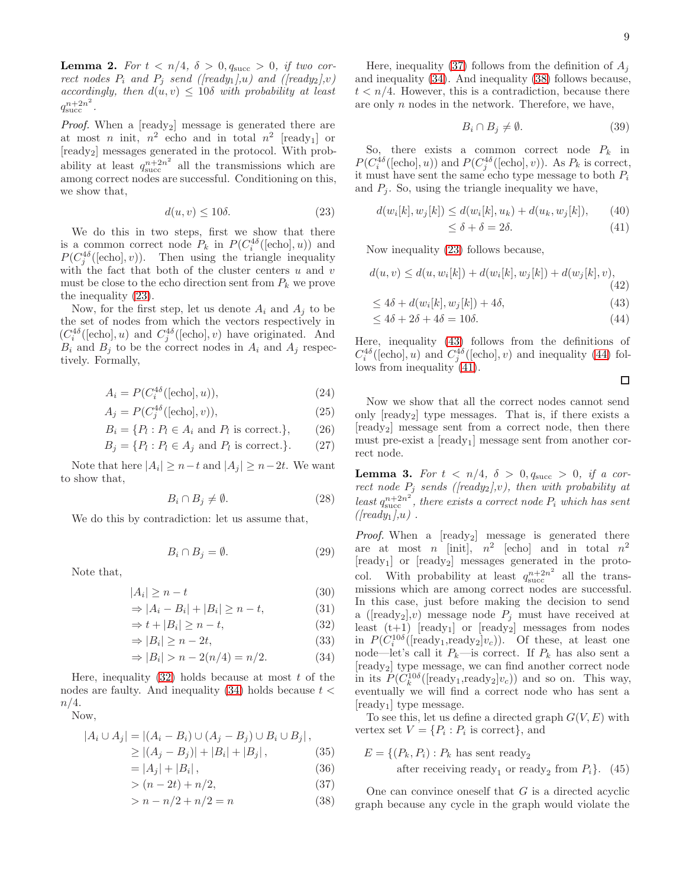**Lemma 2.** *For $t < n/4$, $\delta > 0, q_{\text{succ}} > 0$, if two correct nodes $P_i$ and $P_j$ send ([ready$_1$],$u$) and ([ready$_2$],$v$) accordingly, then $d(u,v) \leq 10\delta$ with probability at least $q_{\text{succ}}^{n+2n^2}$.*

*Proof.* When a [ready$_2$] message is generated there are at most $n$ init, $n^2$ echo and in total $n^2$ [ready$_1$] or [ready$_2$] messages generated in the protocol. With probability at least $q_{\text{succ}}^{n+2n^2}$ all the transmissions which are among correct nodes are successful. Conditioning on this, we show that,

$$d(u,v) \leq 10\delta. \tag{23}$$

We do this in two steps, first we show that there is a common correct node $P_k$ in $P(C_i^{4\delta}([\text{echo}], u))$ and $P(C_j^{4\delta}([\text{echo}], v))$. Then using the triangle inequality with the fact that both of the cluster centers $u$ and $v$ must be close to the echo direction sent from $P_k$ we prove the inequality (23).

Now, for the first step, let us denote $A_i$ and $A_j$ to be the set of nodes from which the vectors respectively in $(C_i^{4\delta}([\text{echo}], u)$ and $C_j^{4\delta}([\text{echo}], v)$ have originated. And $B_i$ and $B_j$ to be the correct nodes in $A_i$ and $A_j$ respectively. Formally,

$$A_i = P(C_i^{4\delta}([\text{echo}], u)), \tag{24}$$
$$A_j = P(C_j^{4\delta}([\text{echo}], v)), \tag{25}$$
$$B_i = \{P_l : P_l \in A_i \text{ and } P_l \text{ is correct.}\}, \tag{26}$$
$$B_j = \{P_l : P_l \in A_j \text{ and } P_l \text{ is correct.}\}. \tag{27}$$

Note that here $|A_i| \geq n-t$ and $|A_j| \geq n-2t$. We want to show that,

$$B_i \cap B_j \neq \emptyset. \tag{28}$$

We do this by contradiction: let us assume that,

$$B_i \cap B_j = \emptyset. \tag{29}$$

Note that,

$$|A_i| \geq n - t \tag{30}$$
$$\Rightarrow |A_i - B_i| + |B_i| \geq n - t, \tag{31}$$
$$\Rightarrow t + |B_i| \geq n - t, \tag{32}$$
$$\Rightarrow |B_i| \geq n - 2t, \tag{33}$$
$$\Rightarrow |B_i| > n - 2(n/4) = n/2. \tag{34}$$

Here, inequality (32) holds because at most $t$ of the nodes are faulty. And inequality (34) holds because $t < n/4$.

Now,

$$\begin{aligned}
|A_i \cup A_j| &= |(A_i - B_i) \cup (A_j - B_j) \cup B_i \cup B_j|, \\
&\geq |(A_j - B_j)| + |B_i| + |B_j|, &(35)\\
&= |A_j| + |B_i|, &(36)\\
&> (n - 2t) + n/2, &(37)\\
&> n - n/2 + n/2 = n &(38)
\end{aligned}$$

Here, inequality (37) follows from the definition of $A_j$ and inequality (34). And inequality (38) follows because, $t < n/4$. However, this is a contradiction, because there are only $n$ nodes in the network. Therefore, we have,

$$B_i \cap B_j \neq \emptyset. \tag{39}$$

So, there exists a common correct node $P_k$ in $P(C_i^{4\delta}([\text{echo}], u))$ and $P(C_j^{4\delta}([\text{echo}], v))$. As $P_k$ is correct, it must have sent the same echo type message to both $P_i$ and $P_j$. So, using the triangle inequality we have,

$$\begin{aligned}
d(w_i[k], w_j[k]) &\leq d(w_i[k], u_k) + d(u_k, w_j[k]), &(40)\\
&\leq \delta + \delta = 2\delta. &(41)
\end{aligned}$$

Now inequality (23) follows because,

$$\begin{aligned}
d(u,v) &\leq d(u, w_i[k]) + d(w_i[k], w_j[k]) + d(w_j[k], v), &(42)\\
&\leq 4\delta + d(w_i[k], w_j[k]) + 4\delta, &(43)\\
&\leq 4\delta + 2\delta + 4\delta = 10\delta. &(44)
\end{aligned}$$

Here, inequality (43) follows from the definitions of $C_i^{4\delta}([\text{echo}], u)$ and $C_j^{4\delta}([\text{echo}], v)$ and inequality (44) follows from inequality (41). □

Now we show that all the correct nodes cannot send only [ready$_2$] type messages. That is, if there exists a [ready$_2$] message sent from a correct node, then there must pre-exist a [ready$_1$] message sent from another correct node.

**Lemma 3.** *For $t < n/4$, $\delta > 0, q_{\text{succ}} > 0$, if a correct node $P_j$ sends ([ready$_2$],$v$), then with probability at least $q_{\text{succ}}^{n+2n^2}$, there exists a correct node $P_i$ which has sent ([ready$_1$],$u$) .*

*Proof.* When a [ready$_2$] message is generated there are at most $n$ [init], $n^2$ [echo] and in total $n^2$ [ready$_1$] or [ready$_2$] messages generated in the protocol. With probability at least $q_{\text{succ}}^{n+2n^2}$ all the transmissions which are among correct nodes are successful. In this case, just before making the decision to send a ([ready$_2$],$v$) message node $P_j$ must have received at least (t+1) [ready$_1$] or [ready$_2$] messages from nodes in $P(C_i^{10\delta}([\text{ready}_1,\text{ready}_2] v_c))$. Of these, at least one node—let's call it $P_k$—is correct. If $P_k$ has also sent a [ready$_2$] type message, we can find another correct node in its $P(C_k^{10\delta}([\text{ready}_1,\text{ready}_2] v_c))$ and so on. This way, eventually we will find a correct node who has sent a [ready$_1$] type message.

To see this, let us define a directed graph $G(V,E)$ with vertex set $V = \{P_i : P_i \text{ is correct}\}$, and

$$\begin{aligned}
E = \{(P_k, P_i) :\ &P_k \text{ has sent ready}_2 \\
&\text{after receiving ready}_1 \text{ or ready}_2 \text{ from } P_i\}. \quad (45)
\end{aligned}$$

One can convince oneself that $G$ is a directed acyclic graph because any cycle in the graph would violate the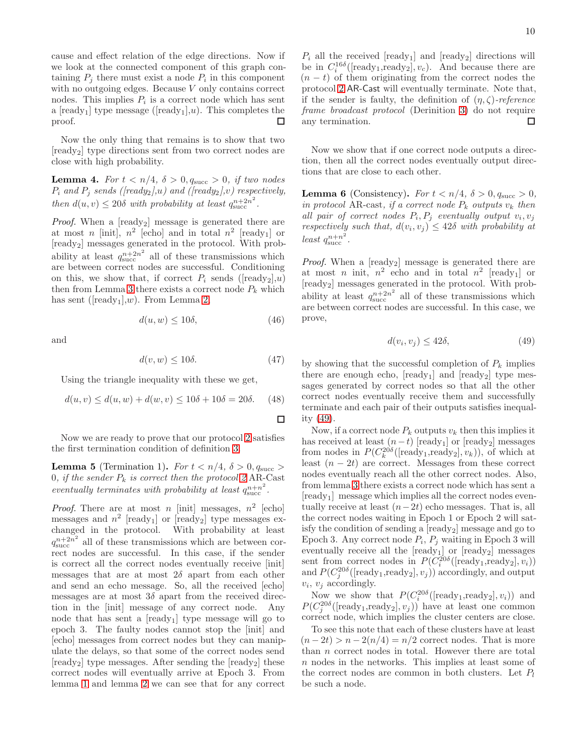cause and effect relation of the edge directions. Now if we look at the connected component of this graph containing $P_j$ there must exist a node $P_i$ in this component with no outgoing edges. Because $V$ only contains correct nodes. This implies $P_i$ is a correct node which has sent a [ready$_1$] type message ([ready$_1$],$u$). This completes the proof. ☐

Now the only thing that remains is to show that two [ready$_2$] type directions sent from two correct nodes are close with high probability.

**Lemma 4.** *For $t < n/4$, $\delta > 0, q_{\text{succ}} > 0$, if two nodes $P_i$ and $P_j$ sends ([ready$_2$],$u$) and ([ready$_2$],$v$) respectively, then $d(u, v) \leq 20\delta$ with probability at least $q_{\text{succ}}^{n+2n^2}$.*

*Proof.* When a [ready$_2$] message is generated there are at most $n$ [init], $n^2$ [echo] and in total $n^2$ [ready$_1$] or [ready$_2$] messages generated in the protocol. With probability at least $q_{\text{succ}}^{n+2n^2}$ all of these transmissions which are between correct nodes are successful. Conditioning on this, we show that, if correct $P_i$ sends ([ready$_2$],$u$) then from Lemma 3 there exists a correct node $P_k$ which has sent ([ready$_1$],$w$). From Lemma 2,

$$d(u, w) \leq 10\delta, \tag{46}$$

and

$$d(v, w) \leq 10\delta. \tag{47}$$

Using the triangle inequality with these we get,

$$d(u, v) \leq d(u, w) + d(w, v) \leq 10\delta + 10\delta = 20\delta. \tag{48}$$

☐

Now we are ready to prove that our protocol 2 satisfies the first termination condition of definition 3.

**Lemma 5** (Termination 1)**.** *For $t < n/4$, $\delta > 0, q_{\text{succ}} > 0$, if the sender $P_k$ is correct then the protocol 2 AR-Cast eventually terminates with probability at least $q_{\text{succ}}^{n+n^2}$.*

*Proof.* There are at most $n$ [init] messages, $n^2$ [echo] messages and $n^2$ [ready$_1$] or [ready$_2$] type messages exchanged in the protocol. With probability at least $q_{\text{succ}}^{n+2n^2}$ all of these transmissions which are between correct nodes are successful. In this case, if the sender is correct all the correct nodes eventually receive [init] messages that are at most $2\delta$ apart from each other and send an echo message. So, all the received [echo] messages are at most $3\delta$ apart from the received direction in the [init] message of any correct node. Any node that has sent a [ready$_1$] type message will go to epoch 3. The faulty nodes cannot stop the [init] and [echo] messages from correct nodes but they can manipulate the delays, so that some of the correct nodes send [ready$_2$] type messages. After sending the [ready$_2$] these correct nodes will eventually arrive at Epoch 3. From lemma 1 and lemma 2 we can see that for any correct $P_i$ all the received [ready$_1$] and [ready$_2$] directions will be in $C_i^{16\delta}$([ready$_1$,ready$_2$], $v_c$). And because there are $(n-t)$ of them originating from the correct nodes the protocol 2 AR-Cast will eventually terminate. Note that, if the sender is faulty, the definition of *$(\eta, \zeta)$-reference frame broadcast protocol* (Derinition 3) do not require any termination. ☐

Now we show that if one correct node outputs a direction, then all the correct nodes eventually output directions that are close to each other.

**Lemma 6** (Consistency)**.** *For $t < n/4$, $\delta > 0, q_{\text{succ}} > 0$, in protocol* AR-cast*, if a correct node $P_k$ outputs $v_k$ then all pair of correct nodes $P_i, P_j$ eventually output $v_i, v_j$ respectively such that, $d(v_i, v_j) \leq 42\delta$ with probability at least $q_{\text{succ}}^{n+n^2}$.*

*Proof.* When a [ready$_2$] message is generated there are at most $n$ init, $n^2$ echo and in total $n^2$ [ready$_1$] or [ready$_2$] messages generated in the protocol. With probability at least $q_{\text{succ}}^{n+2n^2}$ all of these transmissions which are between correct nodes are successful. In this case, we prove,

$$d(v_i, v_j) \leq 42\delta, \tag{49}$$

by showing that the successful completion of $P_k$ implies there are enough echo, [ready$_1$] and [ready$_2$] type messages generated by correct nodes so that all the other correct nodes eventually receive them and successfully terminate and each pair of their outputs satisfies inequality (49).

Now, if a correct node $P_k$ outputs $v_k$ then this implies it has received at least $(n-t)$ [ready$_1$] or [ready$_2$] messages from nodes in $P(C_k^{20\delta}$([ready$_1$,ready$_2$], $v_k))$, of which at least $(n-2t)$ are correct. Messages from these correct nodes eventually reach all the other correct nodes. Also, from lemma 3 there exists a correct node which has sent a [ready$_1$] message which implies all the correct nodes eventually receive at least $(n-2t)$ echo messages. That is, all the correct nodes waiting in Epoch 1 or Epoch 2 will satisfy the condition of sending a [ready$_2$] message and go to Epoch 3. Any correct node $P_i$, $P_j$ waiting in Epoch 3 will eventually receive all the [ready$_1$] or [ready$_2$] messages sent from correct nodes in $P(C_i^{20\delta}$([ready$_1$,ready$_2$], $v_i))$ and $P(C_j^{20\delta}$([ready$_1$,ready$_2$], $v_j))$ accordingly, and output $v_i$, $v_j$ accordingly.

Now we show that $P(C_i^{20\delta}$([ready$_1$,ready$_2$], $v_i))$ and $P(C_j^{20\delta}$([ready$_1$,ready$_2$], $v_j))$ have at least one common correct node, which implies the cluster centers are close.

To see this note that each of these clusters have at least $(n-2t) > n - 2(n/4) = n/2$ correct nodes. That is more than $n$ correct nodes in total. However there are total $n$ nodes in the networks. This implies at least some of the correct nodes are common in both clusters. Let $P_l$ be such a node.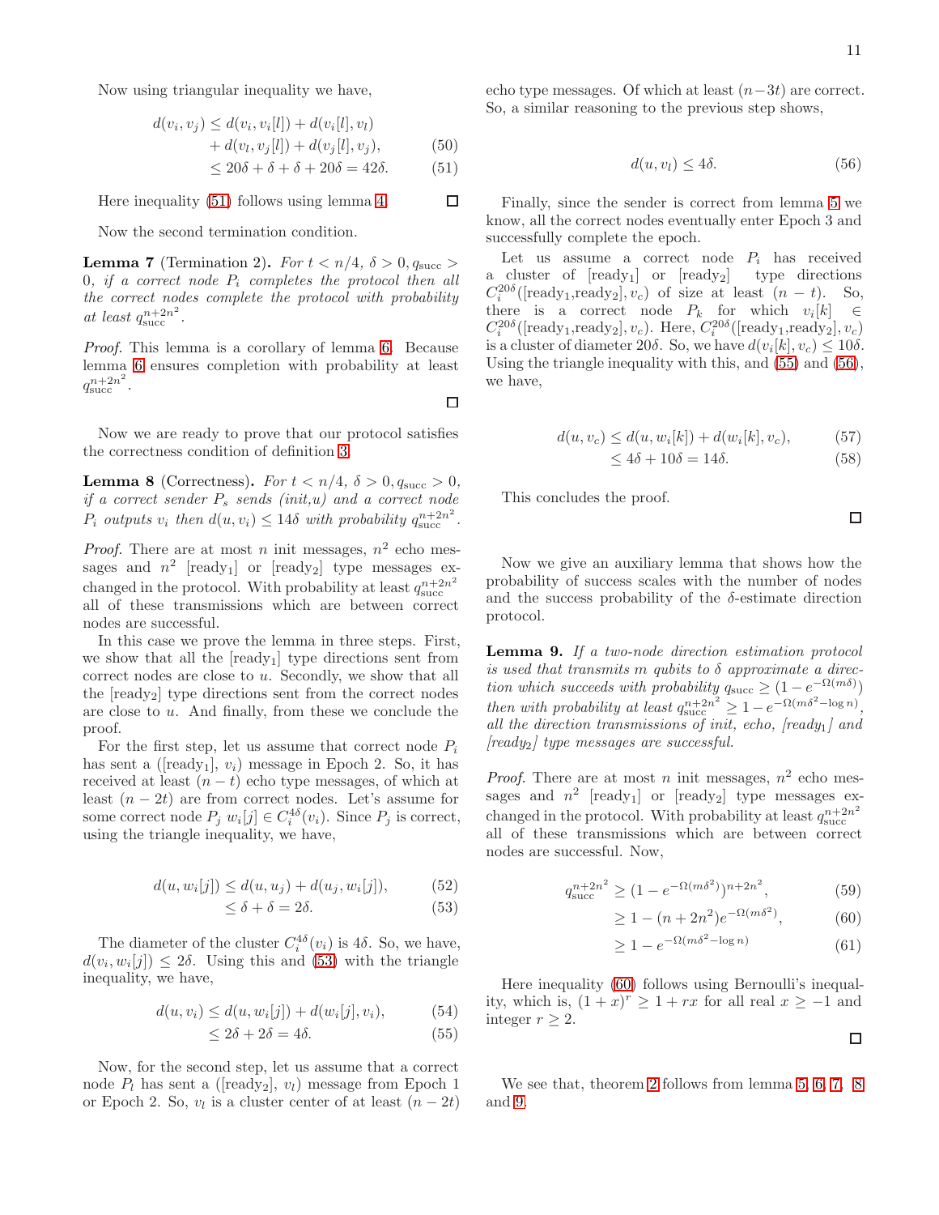Now using triangular inequality we have,

$$d(v_i, v_j) \leq d(v_i, v_i[l]) + d(v_i[l], v_l) + d(v_l, v_j[l]) + d(v_j[l], v_j), \tag{50}$$
$$\leq 20\delta + \delta + \delta + 20\delta = 42\delta. \tag{51}$$

Here inequality (51) follows using lemma 4. □

Now the second termination condition.

**Lemma 7** (Termination 2)**.** *For $t < n/4$, $\delta > 0, q_{\text{succ}} > 0$, if a correct node $P_i$ completes the protocol then all the correct nodes complete the protocol with probability at least $q_{\text{succ}}^{n+2n^2}$.*

*Proof.* This lemma is a corollary of lemma 6. Because lemma 6 ensures completion with probability at least $q_{\text{succ}}^{n+2n^2}$. □

Now we are ready to prove that our protocol satisfies the correctness condition of definition 3.

**Lemma 8** (Correctness)**.** *For $t < n/4$, $\delta > 0, q_{\text{succ}} > 0$, if a correct sender $P_s$ sends (init,u) and a correct node $P_i$ outputs $v_i$ then $d(u, v_i) \leq 14\delta$ with probability $q_{\text{succ}}^{n+2n^2}$.*

*Proof.* There are at most $n$ init messages, $n^2$ echo messages and $n^2$ [ready$_1$] or [ready$_2$] type messages exchanged in the protocol. With probability at least $q_{\text{succ}}^{n+2n^2}$ all of these transmissions which are between correct nodes are successful.

In this case we prove the lemma in three steps. First, we show that all the [ready$_1$] type directions sent from correct nodes are close to $u$. Secondly, we show that all the [ready$_2$] type directions sent from the correct nodes are close to $u$. And finally, from these we conclude the proof.

For the first step, let us assume that correct node $P_i$ has sent a ([ready$_1$], $v_i$) message in Epoch 2. So, it has received at least $(n - t)$ echo type messages, of which at least $(n - 2t)$ are from correct nodes. Let's assume for some correct node $P_j$ $w_i[j] \in C_i^{4\delta}(v_i)$. Since $P_j$ is correct, using the triangle inequality, we have,

$$d(u, w_i[j]) \leq d(u, u_j) + d(u_j, w_i[j]), \tag{52}$$
$$\leq \delta + \delta = 2\delta. \tag{53}$$

The diameter of the cluster $C_i^{4\delta}(v_i)$ is $4\delta$. So, we have, $d(v_i, w_i[j]) \leq 2\delta$. Using this and (53) with the triangle inequality, we have,

$$d(u, v_i) \leq d(u, w_i[j]) + d(w_i[j], v_i), \tag{54}$$
$$\leq 2\delta + 2\delta = 4\delta. \tag{55}$$

Now, for the second step, let us assume that a correct node $P_l$ has sent a ([ready$_2$], $v_l$) message from Epoch 1 or Epoch 2. So, $v_l$ is a cluster center of at least $(n - 2t)$ echo type messages. Of which at least $(n-3t)$ are correct. So, a similar reasoning to the previous step shows,

$$d(u, v_l) \leq 4\delta. \tag{56}$$

Finally, since the sender is correct from lemma 5 we know, all the correct nodes eventually enter Epoch 3 and successfully complete the epoch.

Let us assume a correct node $P_i$ has received a cluster of [ready$_1$] or [ready$_2$] type directions $C_i^{20\delta}([\text{ready}_1,\text{ready}_2], v_c)$ of size at least $(n - t)$. So, there is a correct node $P_k$ for which $v_i[k] \in C_i^{20\delta}([\text{ready}_1,\text{ready}_2], v_c)$. Here, $C_i^{20\delta}([\text{ready}_1,\text{ready}_2], v_c)$ is a cluster of diameter $20\delta$. So, we have $d(v_i[k], v_c) \leq 10\delta$. Using the triangle inequality with this, and (55) and (56), we have,

$$d(u, v_c) \leq d(u, w_i[k]) + d(w_i[k], v_c), \tag{57}$$
$$\leq 4\delta + 10\delta = 14\delta. \tag{58}$$

This concludes the proof. □

Now we give an auxiliary lemma that shows how the probability of success scales with the number of nodes and the success probability of the $\delta$-estimate direction protocol.

**Lemma 9.** *If a two-node direction estimation protocol is used that transmits $m$ qubits to $\delta$ approximate a direction which succeeds with probability $q_{\text{succ}} \geq (1 - e^{-\Omega(m\delta)})$ then with probability at least $q_{\text{succ}}^{n+2n^2} \geq 1 - e^{-\Omega(m\delta^2 - \log n)}$, all the direction transmissions of init, echo, [ready$_1$] and [ready$_2$] type messages are successful.*

*Proof.* There are at most $n$ init messages, $n^2$ echo messages and $n^2$ [ready$_1$] or [ready$_2$] type messages exchanged in the protocol. With probability at least $q_{\text{succ}}^{n+2n^2}$ all of these transmissions which are between correct nodes are successful. Now,

$$q_{\text{succ}}^{n+2n^2} \geq (1 - e^{-\Omega(m\delta^2)})^{n+2n^2}, \tag{59}$$
$$\geq 1 - (n + 2n^2)e^{-\Omega(m\delta^2)}, \tag{60}$$
$$\geq 1 - e^{-\Omega(m\delta^2 - \log n)} \tag{61}$$

Here inequality (60) follows using Bernoulli's inequality, which is, $(1 + x)^r \geq 1 + rx$ for all real $x \geq -1$ and integer $r \geq 2$. □

We see that, theorem 2 follows from lemma 5, 6, 7, 8 and 9.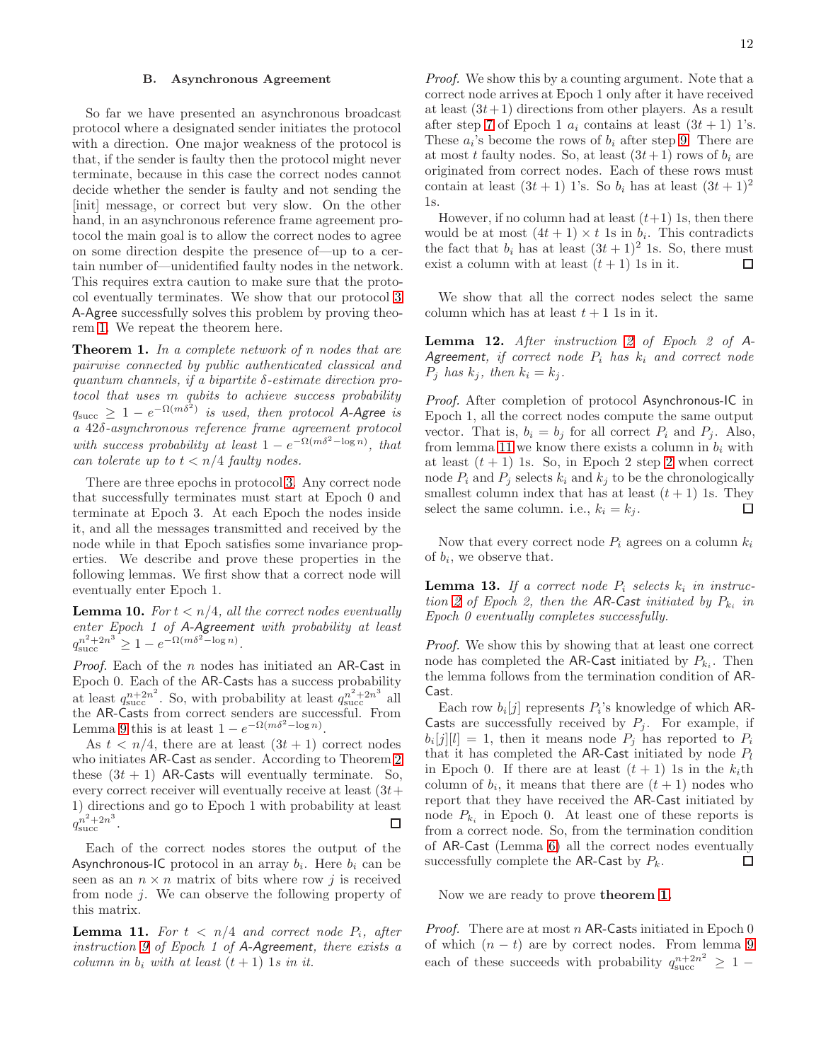### B. Asynchronous Agreement

So far we have presented an asynchronous broadcast protocol where a designated sender initiates the protocol with a direction. One major weakness of the protocol is that, if the sender is faulty then the protocol might never terminate, because in this case the correct nodes cannot decide whether the sender is faulty and not sending the [init] message, or correct but very slow. On the other hand, in an asynchronous reference frame agreement protocol the main goal is to allow the correct nodes to agree on some direction despite the presence of—up to a certain number of—unidentified faulty nodes in the network. This requires extra caution to make sure that the protocol eventually terminates. We show that our protocol 3 A-Agree successfully solves this problem by proving theorem 1. We repeat the theorem here.

**Theorem 1.** *In a complete network of $n$ nodes that are pairwise connected by public authenticated classical and quantum channels, if a bipartite $\delta$-estimate direction protocol that uses $m$ qubits to achieve success probability $q_{\text{succ}} \geq 1 - e^{-\Omega(m\delta^2)}$ is used, then protocol A-Agree is a $42\delta$-asynchronous reference frame agreement protocol with success probability at least $1 - e^{-\Omega(m\delta^2 - \log n)}$, that can tolerate up to $t < n/4$ faulty nodes.*

There are three epochs in protocol 3. Any correct node that successfully terminates must start at Epoch 0 and terminate at Epoch 3. At each Epoch the nodes inside it, and all the messages transmitted and received by the node while in that Epoch satisfies some invariance properties. We describe and prove these properties in the following lemmas. We first show that a correct node will eventually enter Epoch 1.

**Lemma 10.** *For $t < n/4$, all the correct nodes eventually enter Epoch 1 of A-Agreement with probability at least $q_{\text{succ}}^{n^2+2n^3} \geq 1 - e^{-\Omega(m\delta^2 - \log n)}$.*

*Proof.* Each of the $n$ nodes has initiated an AR-Cast in Epoch 0. Each of the AR-Casts has a success probability at least $q_{\text{succ}}^{n+2n^2}$. So, with probability at least $q_{\text{succ}}^{n^2+2n^3}$ all the AR-Casts from correct senders are successful. From Lemma 9 this is at least $1 - e^{-\Omega(m\delta^2 - \log n)}$.

As $t < n/4$, there are at least $(3t+1)$ correct nodes who initiates AR-Cast as sender. According to Theorem 2 these $(3t+1)$ AR-Casts will eventually terminate. So, every correct receiver will eventually receive at least $(3t+1)$ directions and go to Epoch 1 with probability at least $q_{\text{succ}}^{n^2+2n^3}$. □

Each of the correct nodes stores the output of the Asynchronous-IC protocol in an array $b_i$. Here $b_i$ can be seen as an $n \times n$ matrix of bits where row $j$ is received from node $j$. We can observe the following property of this matrix.

**Lemma 11.** *For $t < n/4$ and correct node $P_i$, after instruction 9 of Epoch 1 of A-Agreement, there exists a column in $b_i$ with at least $(t+1)$ 1s in it.*

*Proof.* We show this by a counting argument. Note that a correct node arrives at Epoch 1 only after it have received at least $(3t+1)$ directions from other players. As a result after step 7 of Epoch 1 $a_i$ contains at least $(3t+1)$ 1's. These $a_i$'s become the rows of $b_i$ after step 9. There are at most $t$ faulty nodes. So, at least $(3t+1)$ rows of $b_i$ are originated from correct nodes. Each of these rows must contain at least $(3t+1)$ 1's. So $b_i$ has at least $(3t+1)^2$ 1s.

However, if no column had at least $(t+1)$ 1s, then there would be at most $(4t+1) \times t$ 1s in $b_i$. This contradicts the fact that $b_i$ has at least $(3t+1)^2$ 1s. So, there must exist a column with at least $(t+1)$ 1s in it. □

We show that all the correct nodes select the same column which has at least $t+1$ 1s in it.

**Lemma 12.** *After instruction 2 of Epoch 2 of A-Agreement, if correct node $P_i$ has $k_i$ and correct node $P_j$ has $k_j$, then $k_i = k_j$.*

*Proof.* After completion of protocol Asynchronous-IC in Epoch 1, all the correct nodes compute the same output vector. That is, $b_i = b_j$ for all correct $P_i$ and $P_j$. Also, from lemma 11 we know there exists a column in $b_i$ with at least $(t+1)$ 1s. So, in Epoch 2 step 2 when correct node $P_i$ and $P_j$ selects $k_i$ and $k_j$ to be the chronologically smallest column index that has at least $(t+1)$ 1s. They select the same column. i.e., $k_i = k_j$. □

Now that every correct node $P_i$ agrees on a column $k_i$ of $b_i$, we observe that.

**Lemma 13.** *If a correct node $P_i$ selects $k_i$ in instruction 2 of Epoch 2, then the AR-Cast initiated by $P_{k_i}$ in Epoch 0 eventually completes successfully.*

*Proof.* We show this by showing that at least one correct node has completed the AR-Cast initiated by $P_{k_i}$. Then the lemma follows from the termination condition of AR-Cast.

Each row $b_i[j]$ represents $P_i$'s knowledge of which AR-Casts are successfully received by $P_j$. For example, if $b_i[j][l] = 1$, then it means node $P_j$ has reported to $P_i$ that it has completed the AR-Cast initiated by node $P_l$ in Epoch 0. If there are at least $(t+1)$ 1s in the $k_i$th column of $b_i$, it means that there are $(t+1)$ nodes who report that they have received the AR-Cast initiated by node $P_{k_i}$ in Epoch 0. At least one of these reports is from a correct node. So, from the termination condition of AR-Cast (Lemma 6) all the correct nodes eventually successfully complete the AR-Cast by $P_k$. □

Now we are ready to prove **theorem 1**.

*Proof.* There are at most $n$ AR-Casts initiated in Epoch 0 of which $(n-t)$ are by correct nodes. From lemma 9 each of these succeeds with probability $q_{\text{succ}}^{n+2n^2} \geq 1 -$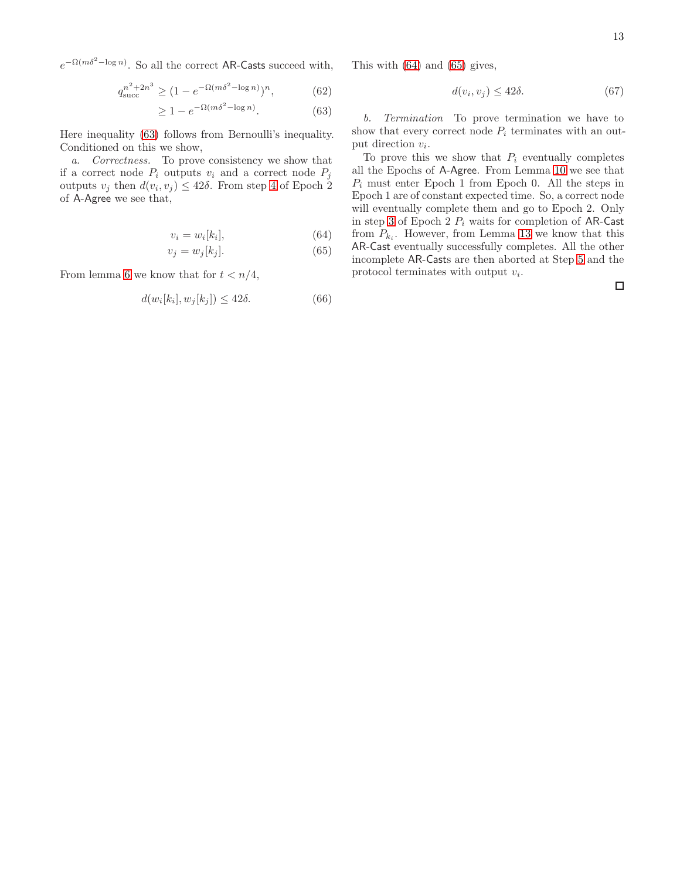$e^{-\Omega(m\delta^2 - \log n)}$. So all the correct AR-Casts succeed with,

$$q_{\text{succ}}^{n^2+2n^3} \geq (1 - e^{-\Omega(m\delta^2 - \log n)})^n, \tag{62}$$

$$\geq 1 - e^{-\Omega(m\delta^2 - \log n)}. \tag{63}$$

Here inequality (63) follows from Bernoulli's inequality. Conditioned on this we show,

*a. Correctness.* To prove consistency we show that if a correct node $P_i$ outputs $v_i$ and a correct node $P_j$ outputs $v_j$ then $d(v_i, v_j) \leq 42\delta$. From step 4 of Epoch 2 of A-Agree we see that,

$$v_i = w_i[k_i], \tag{64}$$

$$v_j = w_j[k_j]. \tag{65}$$

From lemma 6 we know that for $t < n/4$,

$$d(w_i[k_i], w_j[k_j]) \leq 42\delta. \tag{66}$$

This with (64) and (65) gives,

$$d(v_i, v_j) \leq 42\delta. \tag{67}$$

*b. Termination* To prove termination we have to show that every correct node $P_i$ terminates with an output direction $v_i$.

To prove this we show that $P_i$ eventually completes all the Epochs of A-Agree. From Lemma 10 we see that $P_i$ must enter Epoch 1 from Epoch 0. All the steps in Epoch 1 are of constant expected time. So, a correct node will eventually complete them and go to Epoch 2. Only in step 3 of Epoch 2 $P_i$ waits for completion of AR-Cast from $P_{k_i}$. However, from Lemma 13 we know that this AR-Cast eventually successfully completes. All the other incomplete AR-Casts are then aborted at Step 5 and the protocol terminates with output $v_i$.

□